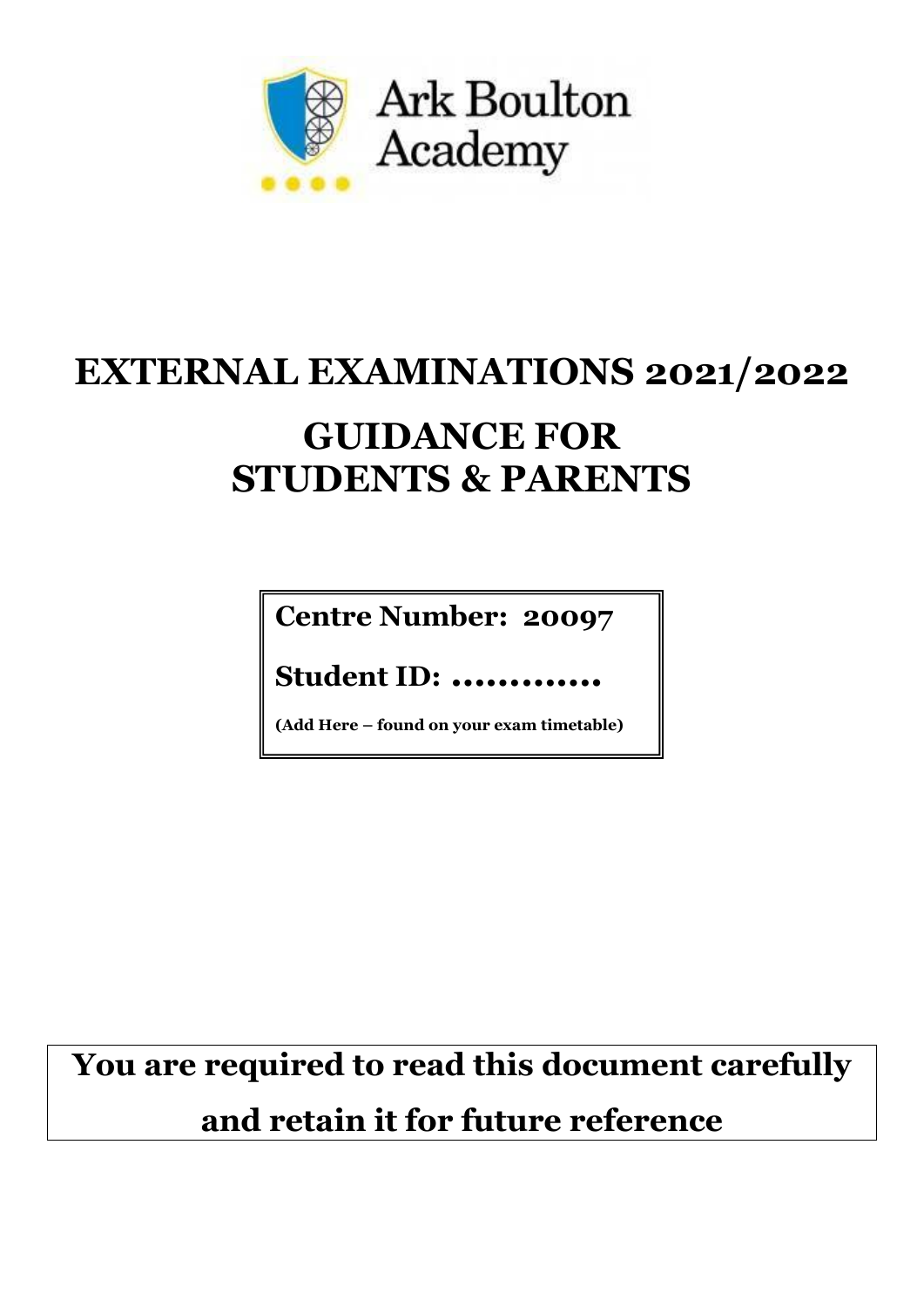Ark Boulton Academy

# EXTERNAL EXAMINATIONS 2021/2022

# GUIDANCE FOR STUDENTS & PARENTS

**Centre Number: 20097**

**Student ID: .............**

**(Add Here – found on your exam timetable)**

**You are required to read this document carefully and retain it for future reference**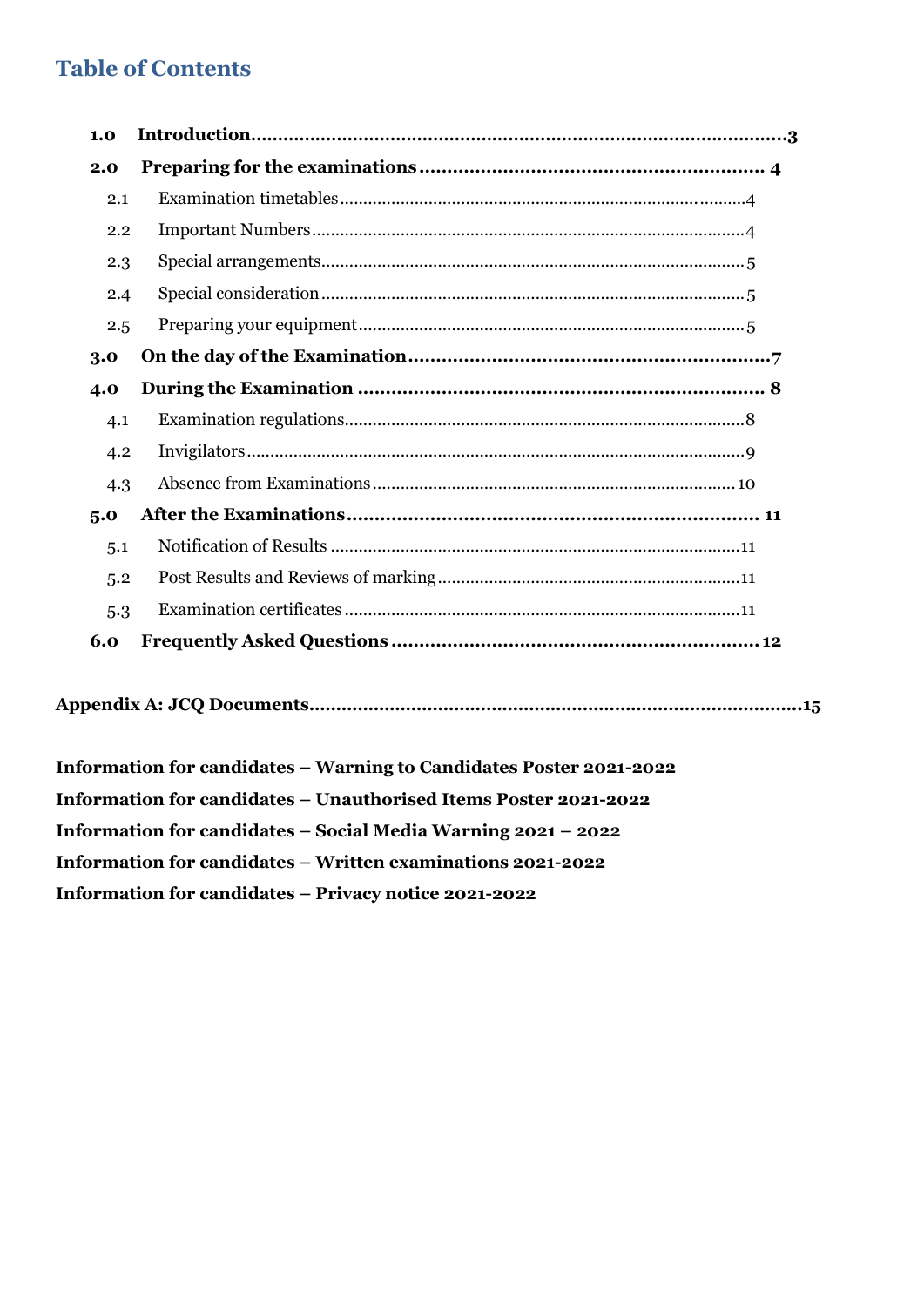# Table of Contents

**1.0 Introduction** .......... **3**

**2.0 Preparing for the examinations** .......... **4**

- 2.1 Examination timetables .......... 4
- 2.2 Important Numbers .......... 4
- 2.3 Special arrangements .......... 5
- 2.4 Special consideration .......... 5
- 2.5 Preparing your equipment .......... 5

**3.0 On the day of the Examination** .......... **7**

**4.0 During the Examination** .......... **8**

- 4.1 Examination regulations .......... 8
- 4.2 Invigilators .......... 9
- 4.3 Absence from Examinations .......... 10

**5.0 After the Examinations** .......... **11**

- 5.1 Notification of Results .......... 11
- 5.2 Post Results and Reviews of marking .......... 11
- 5.3 Examination certificates .......... 11

**6.0 Frequently Asked Questions** .......... **12**

**Appendix A: JCQ Documents** .......... **15**

**Information for candidates – Warning to Candidates Poster 2021-2022**

**Information for candidates – Unauthorised Items Poster 2021-2022**

**Information for candidates – Social Media Warning 2021 – 2022**

**Information for candidates – Written examinations 2021-2022**

**Information for candidates – Privacy notice 2021-2022**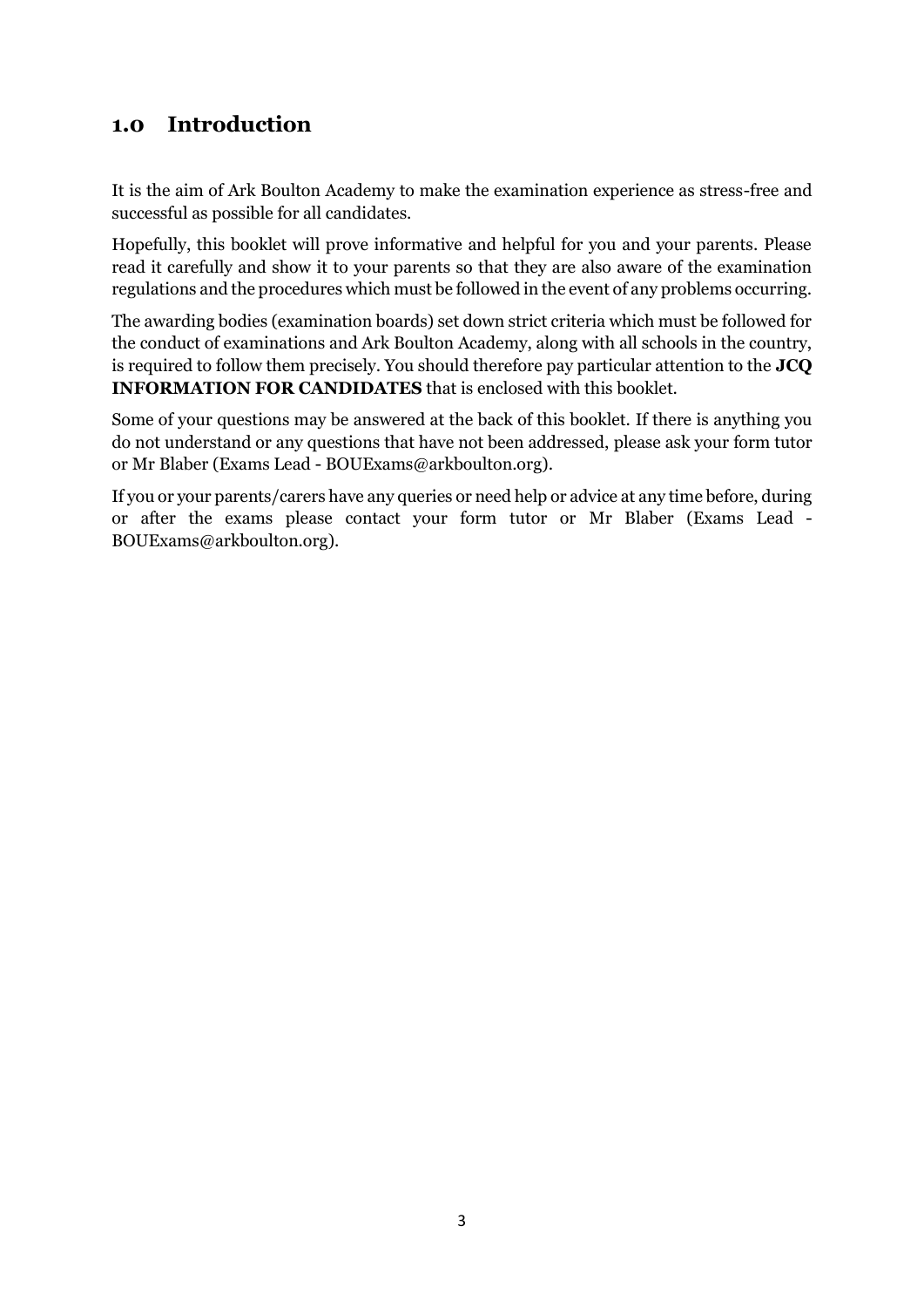## 1.0 Introduction

It is the aim of Ark Boulton Academy to make the examination experience as stress-free and successful as possible for all candidates.

Hopefully, this booklet will prove informative and helpful for you and your parents. Please read it carefully and show it to your parents so that they are also aware of the examination regulations and the procedures which must be followed in the event of any problems occurring.

The awarding bodies (examination boards) set down strict criteria which must be followed for the conduct of examinations and Ark Boulton Academy, along with all schools in the country, is required to follow them precisely. You should therefore pay particular attention to the **JCQ INFORMATION FOR CANDIDATES** that is enclosed with this booklet.

Some of your questions may be answered at the back of this booklet. If there is anything you do not understand or any questions that have not been addressed, please ask your form tutor or Mr Blaber (Exams Lead - BOUExams@arkboulton.org).

If you or your parents/carers have any queries or need help or advice at any time before, during or after the exams please contact your form tutor or Mr Blaber (Exams Lead - BOUExams@arkboulton.org).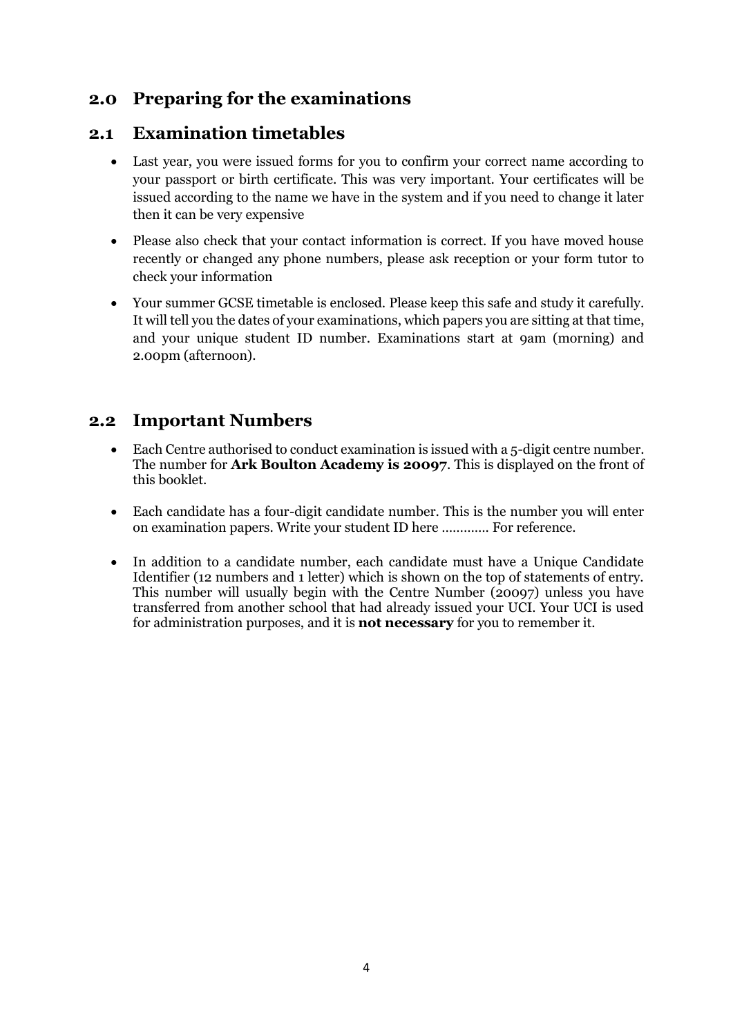## 2.0 Preparing for the examinations

## 2.1 Examination timetables

- Last year, you were issued forms for you to confirm your correct name according to your passport or birth certificate. This was very important. Your certificates will be issued according to the name we have in the system and if you need to change it later then it can be very expensive
- Please also check that your contact information is correct. If you have moved house recently or changed any phone numbers, please ask reception or your form tutor to check your information
- Your summer GCSE timetable is enclosed. Please keep this safe and study it carefully. It will tell you the dates of your examinations, which papers you are sitting at that time, and your unique student ID number. Examinations start at 9am (morning) and 2.00pm (afternoon).

## 2.2 Important Numbers

- Each Centre authorised to conduct examination is issued with a 5-digit centre number. The number for **Ark Boulton Academy is 20097**. This is displayed on the front of this booklet.
- Each candidate has a four-digit candidate number. This is the number you will enter on examination papers. Write your student ID here ………… For reference.
- In addition to a candidate number, each candidate must have a Unique Candidate Identifier (12 numbers and 1 letter) which is shown on the top of statements of entry. This number will usually begin with the Centre Number (20097) unless you have transferred from another school that had already issued your UCI. Your UCI is used for administration purposes, and it is **not necessary** for you to remember it.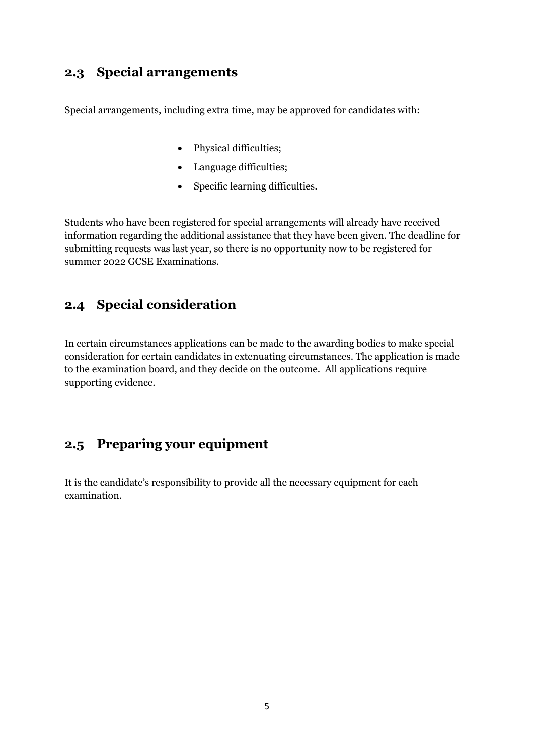## 2.3 Special arrangements

Special arrangements, including extra time, may be approved for candidates with:

- Physical difficulties;
- Language difficulties;
- Specific learning difficulties.

Students who have been registered for special arrangements will already have received information regarding the additional assistance that they have been given. The deadline for submitting requests was last year, so there is no opportunity now to be registered for summer 2022 GCSE Examinations.

## 2.4 Special consideration

In certain circumstances applications can be made to the awarding bodies to make special consideration for certain candidates in extenuating circumstances. The application is made to the examination board, and they decide on the outcome. All applications require supporting evidence.

## 2.5 Preparing your equipment

It is the candidate's responsibility to provide all the necessary equipment for each examination.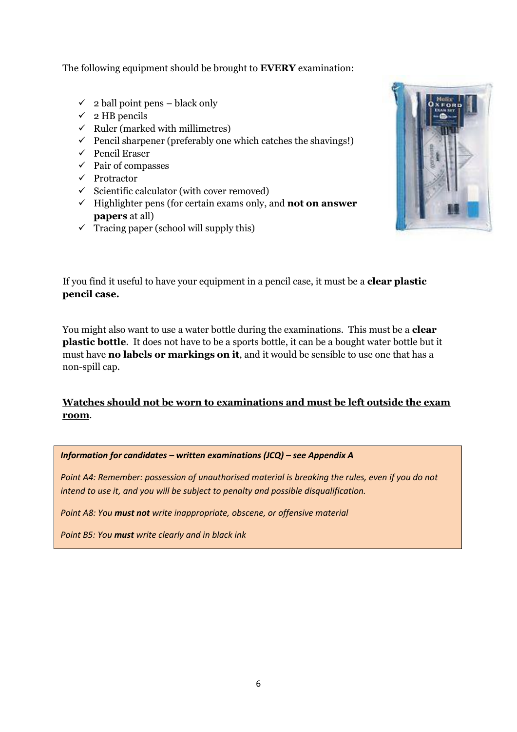The following equipment should be brought to **EVERY** examination:

- ✓ 2 ball point pens – black only
- ✓ 2 HB pencils
- ✓ Ruler (marked with millimetres)
- ✓ Pencil sharpener (preferably one which catches the shavings!)
- ✓ Pencil Eraser
- ✓ Pair of compasses
- ✓ Protractor
- ✓ Scientific calculator (with cover removed)
- ✓ Highlighter pens (for certain exams only, and **not on answer papers** at all)
- ✓ Tracing paper (school will supply this)

If you find it useful to have your equipment in a pencil case, it must be a **clear plastic pencil case.**

You might also want to use a water bottle during the examinations. This must be a **clear plastic bottle**. It does not have to be a sports bottle, it can be a bought water bottle but it must have **no labels or markings on it**, and it would be sensible to use one that has a non-spill cap.

**<u>Watches should not be worn to examinations and must be left outside the exam room</u>**.

***Information for candidates – written examinations (JCQ) – see Appendix A***

*Point A4: Remember: possession of unauthorised material is breaking the rules, even if you do not intend to use it, and you will be subject to penalty and possible disqualification.*

*Point A8: You **must not** write inappropriate, obscene, or offensive material*

*Point B5: You **must** write clearly and in black ink*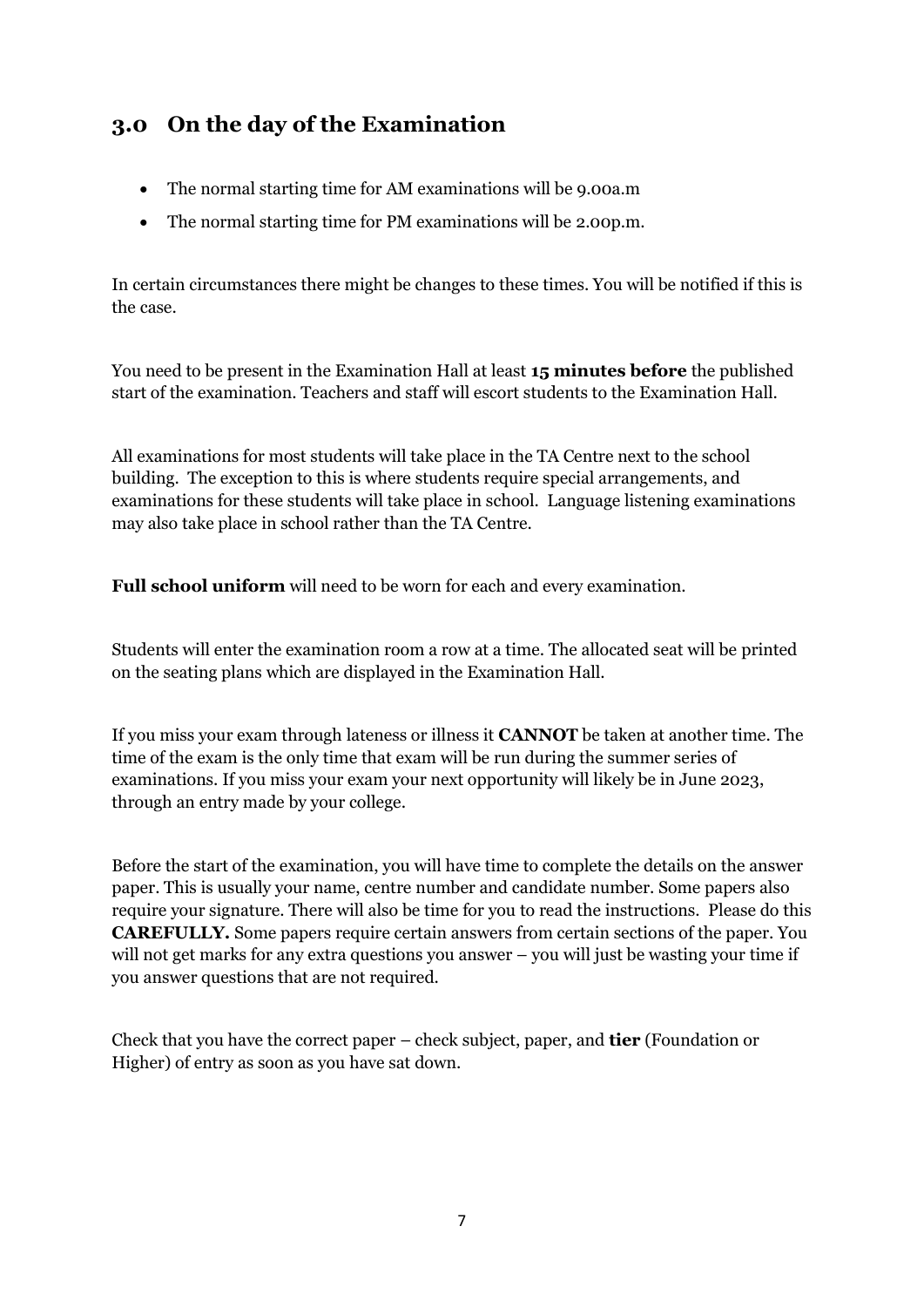## 3.0 On the day of the Examination

- The normal starting time for AM examinations will be 9.00a.m
- The normal starting time for PM examinations will be 2.00p.m.

In certain circumstances there might be changes to these times. You will be notified if this is the case.

You need to be present in the Examination Hall at least **15 minutes before** the published start of the examination. Teachers and staff will escort students to the Examination Hall.

All examinations for most students will take place in the TA Centre next to the school building. The exception to this is where students require special arrangements, and examinations for these students will take place in school. Language listening examinations may also take place in school rather than the TA Centre.

**Full school uniform** will need to be worn for each and every examination.

Students will enter the examination room a row at a time. The allocated seat will be printed on the seating plans which are displayed in the Examination Hall.

If you miss your exam through lateness or illness it **CANNOT** be taken at another time. The time of the exam is the only time that exam will be run during the summer series of examinations. If you miss your exam your next opportunity will likely be in June 2023, through an entry made by your college.

Before the start of the examination, you will have time to complete the details on the answer paper. This is usually your name, centre number and candidate number. Some papers also require your signature. There will also be time for you to read the instructions. Please do this **CAREFULLY.** Some papers require certain answers from certain sections of the paper. You will not get marks for any extra questions you answer – you will just be wasting your time if you answer questions that are not required.

Check that you have the correct paper – check subject, paper, and **tier** (Foundation or Higher) of entry as soon as you have sat down.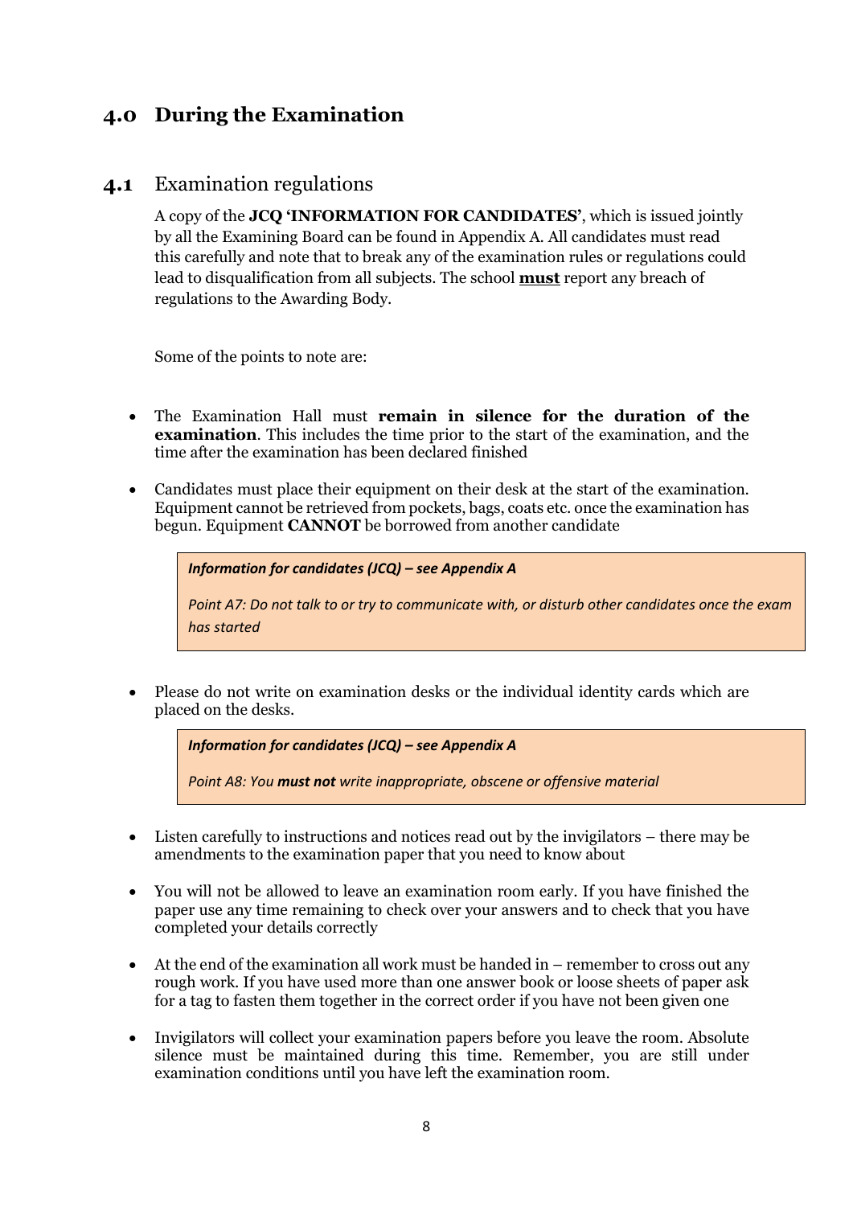## 4.0 During the Examination

### 4.1 Examination regulations

A copy of the **JCQ 'INFORMATION FOR CANDIDATES'**, which is issued jointly by all the Examining Board can be found in Appendix A. All candidates must read this carefully and note that to break any of the examination rules or regulations could lead to disqualification from all subjects. The school **<u>must</u>** report any breach of regulations to the Awarding Body.

Some of the points to note are:

- The Examination Hall must **remain in silence for the duration of the examination**. This includes the time prior to the start of the examination, and the time after the examination has been declared finished
- Candidates must place their equipment on their desk at the start of the examination. Equipment cannot be retrieved from pockets, bags, coats etc. once the examination has begun. Equipment **CANNOT** be borrowed from another candidate

> ***Information for candidates (JCQ) – see Appendix A***
>
> *Point A7: Do not talk to or try to communicate with, or disturb other candidates once the exam has started*

- Please do not write on examination desks or the individual identity cards which are placed on the desks.

> ***Information for candidates (JCQ) – see Appendix A***
>
> *Point A8: You **must not** write inappropriate, obscene or offensive material*

- Listen carefully to instructions and notices read out by the invigilators – there may be amendments to the examination paper that you need to know about
- You will not be allowed to leave an examination room early. If you have finished the paper use any time remaining to check over your answers and to check that you have completed your details correctly
- At the end of the examination all work must be handed in – remember to cross out any rough work. If you have used more than one answer book or loose sheets of paper ask for a tag to fasten them together in the correct order if you have not been given one
- Invigilators will collect your examination papers before you leave the room. Absolute silence must be maintained during this time. Remember, you are still under examination conditions until you have left the examination room.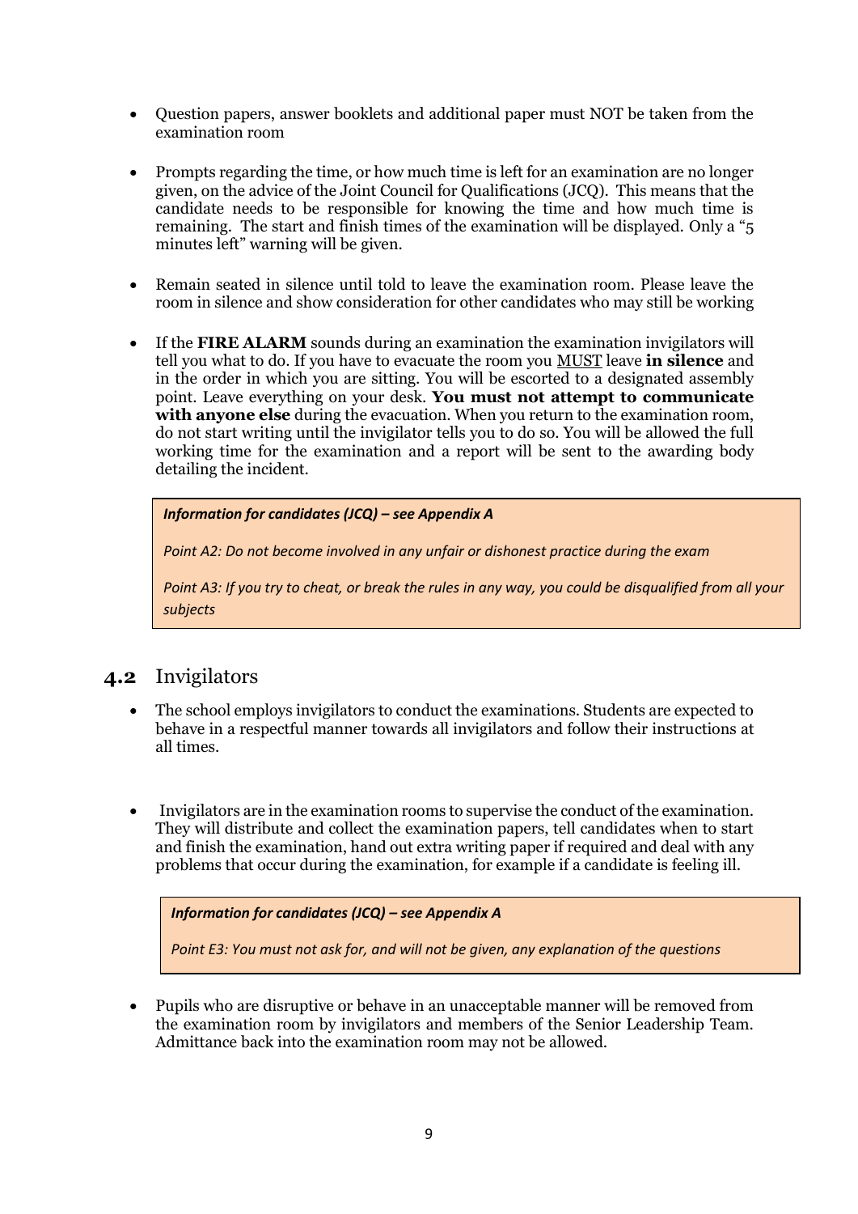- Question papers, answer booklets and additional paper must NOT be taken from the examination room

- Prompts regarding the time, or how much time is left for an examination are no longer given, on the advice of the Joint Council for Qualifications (JCQ). This means that the candidate needs to be responsible for knowing the time and how much time is remaining. The start and finish times of the examination will be displayed. Only a "5 minutes left" warning will be given.

- Remain seated in silence until told to leave the examination room. Please leave the room in silence and show consideration for other candidates who may still be working

- If the **FIRE ALARM** sounds during an examination the examination invigilators will tell you what to do. If you have to evacuate the room you <u>MUST</u> leave **in silence** and in the order in which you are sitting. You will be escorted to a designated assembly point. Leave everything on your desk. **You must not attempt to communicate with anyone else** during the evacuation. When you return to the examination room, do not start writing until the invigilator tells you to do so. You will be allowed the full working time for the examination and a report will be sent to the awarding body detailing the incident.

> ***Information for candidates (JCQ) – see Appendix A***
>
> *Point A2: Do not become involved in any unfair or dishonest practice during the exam*
>
> *Point A3: If you try to cheat, or break the rules in any way, you could be disqualified from all your subjects*

## 4.2 Invigilators

- The school employs invigilators to conduct the examinations. Students are expected to behave in a respectful manner towards all invigilators and follow their instructions at all times.

- Invigilators are in the examination rooms to supervise the conduct of the examination. They will distribute and collect the examination papers, tell candidates when to start and finish the examination, hand out extra writing paper if required and deal with any problems that occur during the examination, for example if a candidate is feeling ill.

> ***Information for candidates (JCQ) – see Appendix A***
>
> *Point E3: You must not ask for, and will not be given, any explanation of the questions*

- Pupils who are disruptive or behave in an unacceptable manner will be removed from the examination room by invigilators and members of the Senior Leadership Team. Admittance back into the examination room may not be allowed.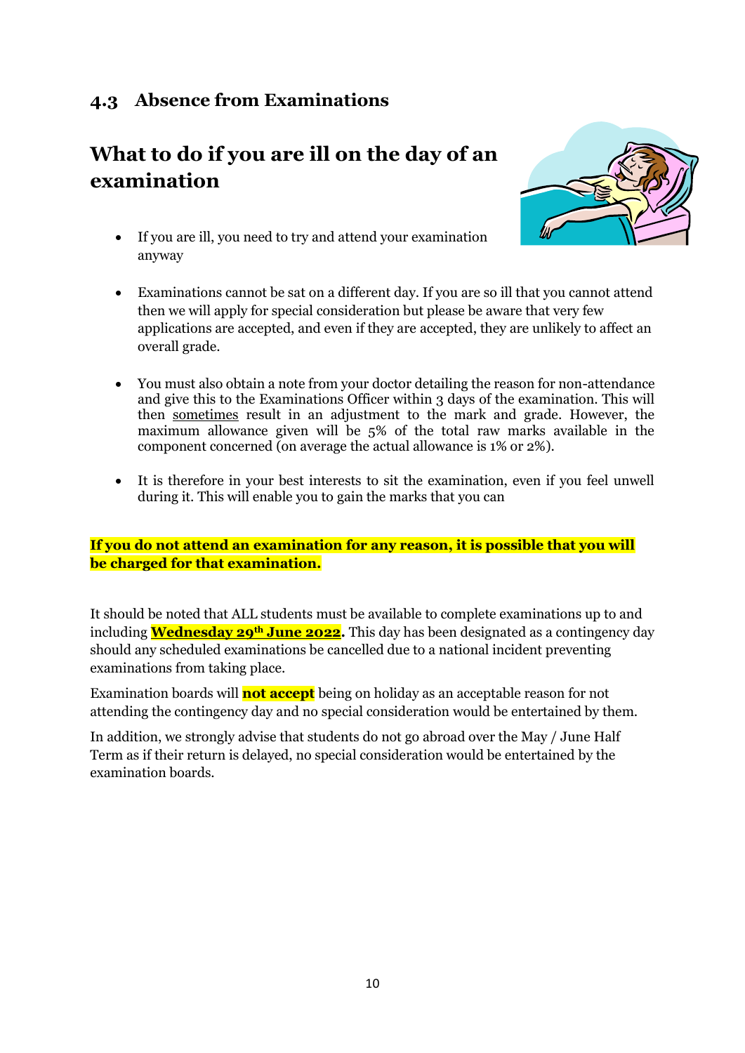## 4.3 Absence from Examinations

# What to do if you are ill on the day of an examination

- If you are ill, you need to try and attend your examination anyway

- Examinations cannot be sat on a different day. If you are so ill that you cannot attend then we will apply for special consideration but please be aware that very few applications are accepted, and even if they are accepted, they are unlikely to affect an overall grade.

- You must also obtain a note from your doctor detailing the reason for non-attendance and give this to the Examinations Officer within 3 days of the examination. This will then sometimes result in an adjustment to the mark and grade. However, the maximum allowance given will be 5% of the total raw marks available in the component concerned (on average the actual allowance is 1% or 2%).

- It is therefore in your best interests to sit the examination, even if you feel unwell during it. This will enable you to gain the marks that you can

**If you do not attend an examination for any reason, it is possible that you will be charged for that examination.**

It should be noted that ALL students must be available to complete examinations up to and including **Wednesday 29th June 2022.** This day has been designated as a contingency day should any scheduled examinations be cancelled due to a national incident preventing examinations from taking place.

Examination boards will **not accept** being on holiday as an acceptable reason for not attending the contingency day and no special consideration would be entertained by them.

In addition, we strongly advise that students do not go abroad over the May / June Half Term as if their return is delayed, no special consideration would be entertained by the examination boards.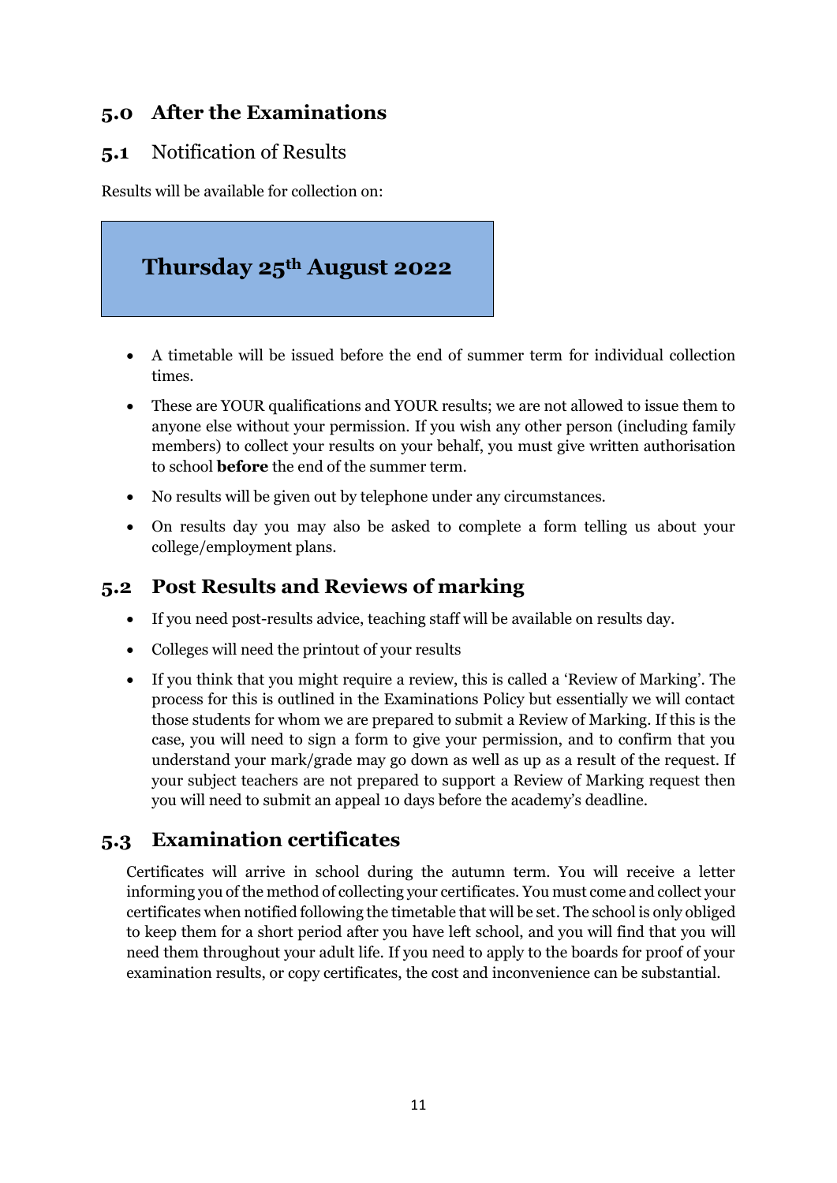## 5.0 After the Examinations

### 5.1 Notification of Results

Results will be available for collection on:

**Thursday 25th August 2022**

- A timetable will be issued before the end of summer term for individual collection times.
- These are YOUR qualifications and YOUR results; we are not allowed to issue them to anyone else without your permission. If you wish any other person (including family members) to collect your results on your behalf, you must give written authorisation to school **before** the end of the summer term.
- No results will be given out by telephone under any circumstances.
- On results day you may also be asked to complete a form telling us about your college/employment plans.

### 5.2 Post Results and Reviews of marking

- If you need post-results advice, teaching staff will be available on results day.
- Colleges will need the printout of your results
- If you think that you might require a review, this is called a 'Review of Marking'. The process for this is outlined in the Examinations Policy but essentially we will contact those students for whom we are prepared to submit a Review of Marking. If this is the case, you will need to sign a form to give your permission, and to confirm that you understand your mark/grade may go down as well as up as a result of the request. If your subject teachers are not prepared to support a Review of Marking request then you will need to submit an appeal 10 days before the academy's deadline.

### 5.3 Examination certificates

Certificates will arrive in school during the autumn term. You will receive a letter informing you of the method of collecting your certificates. You must come and collect your certificates when notified following the timetable that will be set. The school is only obliged to keep them for a short period after you have left school, and you will find that you will need them throughout your adult life. If you need to apply to the boards for proof of your examination results, or copy certificates, the cost and inconvenience can be substantial.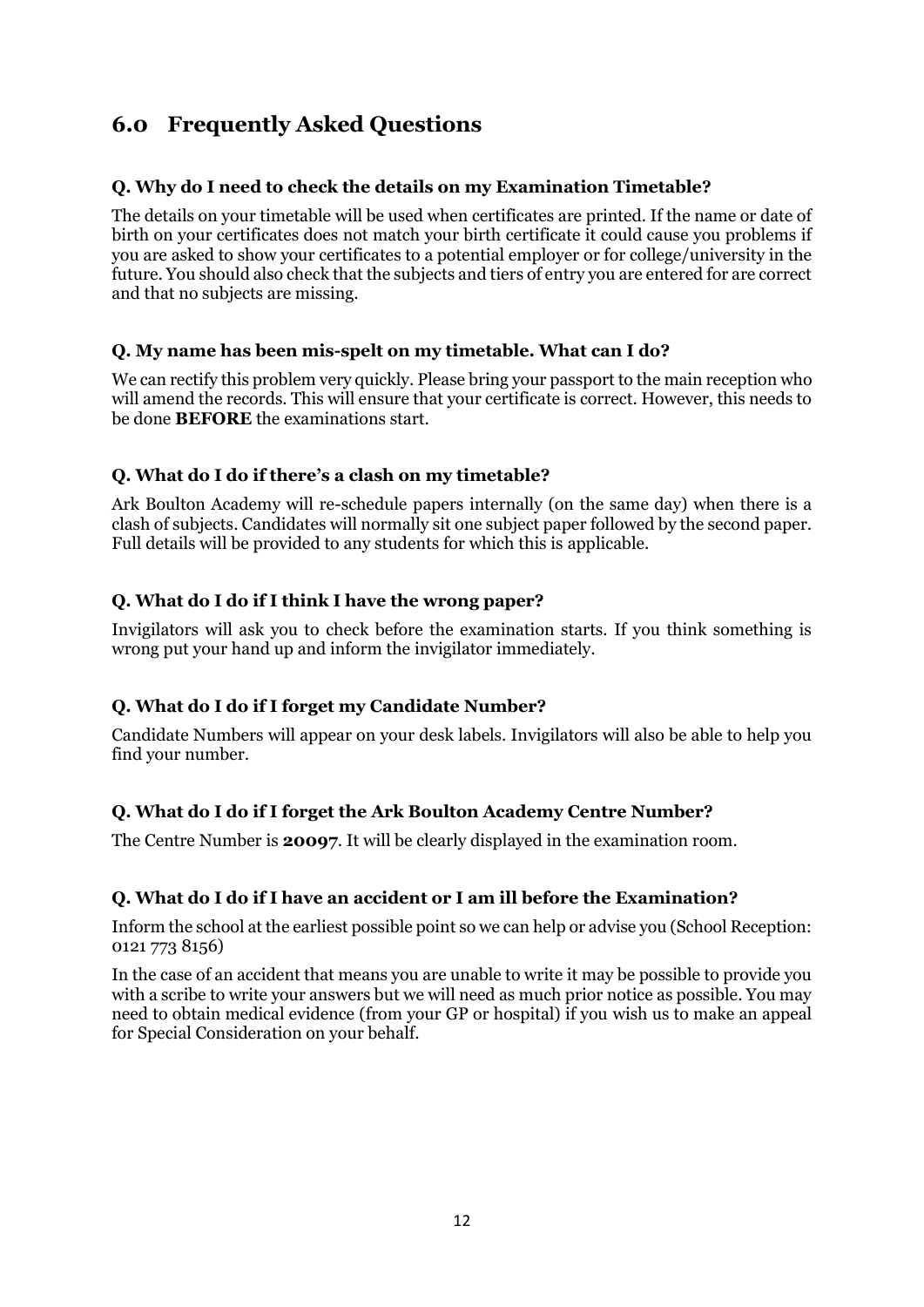## 6.0 Frequently Asked Questions

**Q. Why do I need to check the details on my Examination Timetable?**

The details on your timetable will be used when certificates are printed. If the name or date of birth on your certificates does not match your birth certificate it could cause you problems if you are asked to show your certificates to a potential employer or for college/university in the future. You should also check that the subjects and tiers of entry you are entered for are correct and that no subjects are missing.

**Q. My name has been mis-spelt on my timetable. What can I do?**

We can rectify this problem very quickly. Please bring your passport to the main reception who will amend the records. This will ensure that your certificate is correct. However, this needs to be done **BEFORE** the examinations start.

**Q. What do I do if there's a clash on my timetable?**

Ark Boulton Academy will re-schedule papers internally (on the same day) when there is a clash of subjects. Candidates will normally sit one subject paper followed by the second paper. Full details will be provided to any students for which this is applicable.

**Q. What do I do if I think I have the wrong paper?**

Invigilators will ask you to check before the examination starts. If you think something is wrong put your hand up and inform the invigilator immediately.

**Q. What do I do if I forget my Candidate Number?**

Candidate Numbers will appear on your desk labels. Invigilators will also be able to help you find your number.

**Q. What do I do if I forget the Ark Boulton Academy Centre Number?**

The Centre Number is **20097**. It will be clearly displayed in the examination room.

**Q. What do I do if I have an accident or I am ill before the Examination?**

Inform the school at the earliest possible point so we can help or advise you (School Reception: 0121 773 8156)

In the case of an accident that means you are unable to write it may be possible to provide you with a scribe to write your answers but we will need as much prior notice as possible. You may need to obtain medical evidence (from your GP or hospital) if you wish us to make an appeal for Special Consideration on your behalf.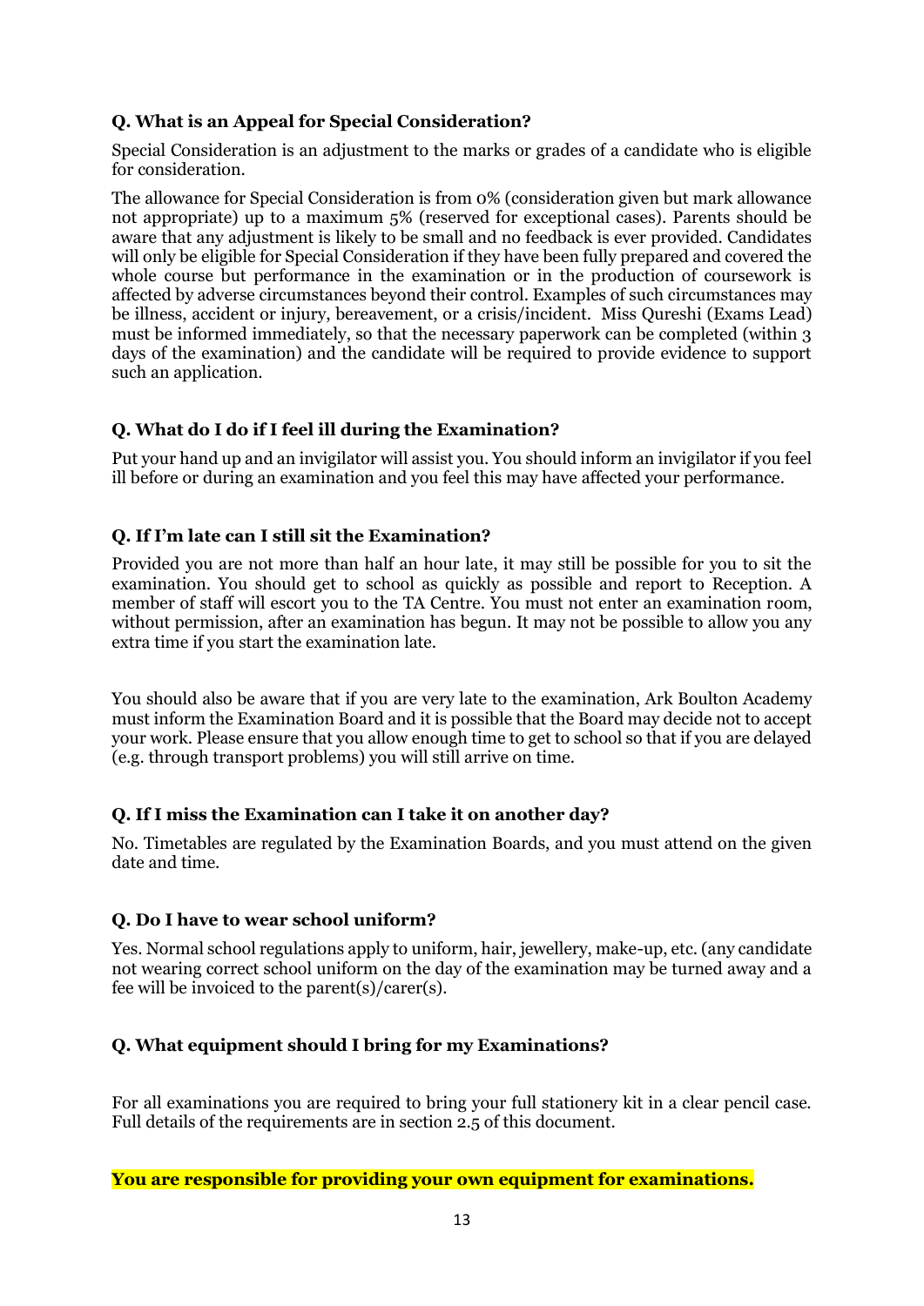**Q. What is an Appeal for Special Consideration?**

Special Consideration is an adjustment to the marks or grades of a candidate who is eligible for consideration.

The allowance for Special Consideration is from 0% (consideration given but mark allowance not appropriate) up to a maximum 5% (reserved for exceptional cases). Parents should be aware that any adjustment is likely to be small and no feedback is ever provided. Candidates will only be eligible for Special Consideration if they have been fully prepared and covered the whole course but performance in the examination or in the production of coursework is affected by adverse circumstances beyond their control. Examples of such circumstances may be illness, accident or injury, bereavement, or a crisis/incident. Miss Qureshi (Exams Lead) must be informed immediately, so that the necessary paperwork can be completed (within 3 days of the examination) and the candidate will be required to provide evidence to support such an application.

**Q. What do I do if I feel ill during the Examination?**

Put your hand up and an invigilator will assist you. You should inform an invigilator if you feel ill before or during an examination and you feel this may have affected your performance.

**Q. If I'm late can I still sit the Examination?**

Provided you are not more than half an hour late, it may still be possible for you to sit the examination. You should get to school as quickly as possible and report to Reception. A member of staff will escort you to the TA Centre. You must not enter an examination room, without permission, after an examination has begun. It may not be possible to allow you any extra time if you start the examination late.

You should also be aware that if you are very late to the examination, Ark Boulton Academy must inform the Examination Board and it is possible that the Board may decide not to accept your work. Please ensure that you allow enough time to get to school so that if you are delayed (e.g. through transport problems) you will still arrive on time.

**Q. If I miss the Examination can I take it on another day?**

No. Timetables are regulated by the Examination Boards, and you must attend on the given date and time.

**Q. Do I have to wear school uniform?**

Yes. Normal school regulations apply to uniform, hair, jewellery, make-up, etc. (any candidate not wearing correct school uniform on the day of the examination may be turned away and a fee will be invoiced to the parent(s)/carer(s).

**Q. What equipment should I bring for my Examinations?**

For all examinations you are required to bring your full stationery kit in a clear pencil case. Full details of the requirements are in section 2.5 of this document.

**You are responsible for providing your own equipment for examinations.**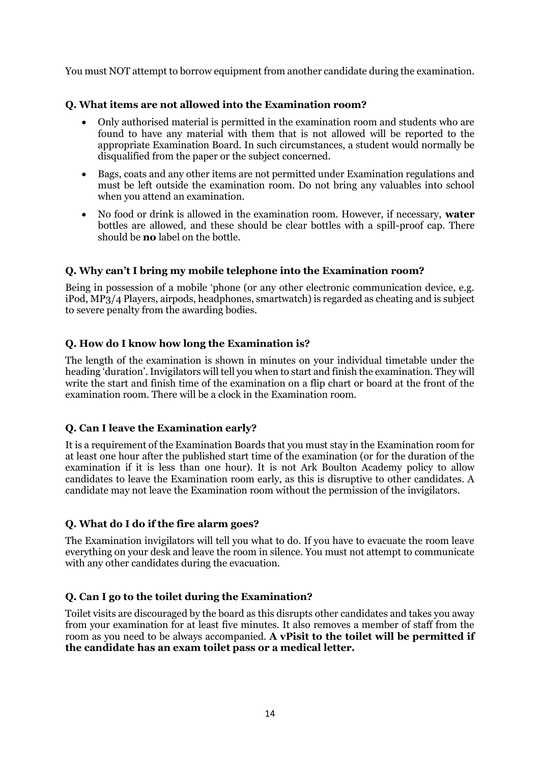You must NOT attempt to borrow equipment from another candidate during the examination.

### Q. What items are not allowed into the Examination room?

- Only authorised material is permitted in the examination room and students who are found to have any material with them that is not allowed will be reported to the appropriate Examination Board. In such circumstances, a student would normally be disqualified from the paper or the subject concerned.
- Bags, coats and any other items are not permitted under Examination regulations and must be left outside the examination room. Do not bring any valuables into school when you attend an examination.
- No food or drink is allowed in the examination room. However, if necessary, **water** bottles are allowed, and these should be clear bottles with a spill-proof cap. There should be **no** label on the bottle.

### Q. Why can't I bring my mobile telephone into the Examination room?

Being in possession of a mobile 'phone (or any other electronic communication device, e.g. iPod, MP3/4 Players, airpods, headphones, smartwatch) is regarded as cheating and is subject to severe penalty from the awarding bodies.

### Q. How do I know how long the Examination is?

The length of the examination is shown in minutes on your individual timetable under the heading 'duration'. Invigilators will tell you when to start and finish the examination. They will write the start and finish time of the examination on a flip chart or board at the front of the examination room. There will be a clock in the Examination room.

### Q. Can I leave the Examination early?

It is a requirement of the Examination Boards that you must stay in the Examination room for at least one hour after the published start time of the examination (or for the duration of the examination if it is less than one hour). It is not Ark Boulton Academy policy to allow candidates to leave the Examination room early, as this is disruptive to other candidates. A candidate may not leave the Examination room without the permission of the invigilators.

### Q. What do I do if the fire alarm goes?

The Examination invigilators will tell you what to do. If you have to evacuate the room leave everything on your desk and leave the room in silence. You must not attempt to communicate with any other candidates during the evacuation.

### Q. Can I go to the toilet during the Examination?

Toilet visits are discouraged by the board as this disrupts other candidates and takes you away from your examination for at least five minutes. It also removes a member of staff from the room as you need to be always accompanied. **A vPisit to the toilet will be permitted if the candidate has an exam toilet pass or a medical letter.**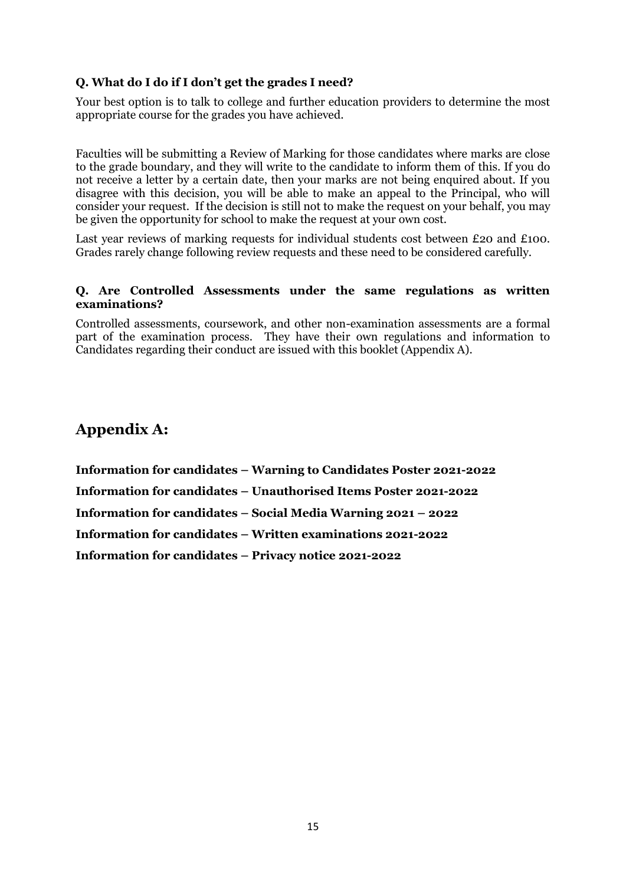### Q. What do I do if I don't get the grades I need?

Your best option is to talk to college and further education providers to determine the most appropriate course for the grades you have achieved.

Faculties will be submitting a Review of Marking for those candidates where marks are close to the grade boundary, and they will write to the candidate to inform them of this. If you do not receive a letter by a certain date, then your marks are not being enquired about. If you disagree with this decision, you will be able to make an appeal to the Principal, who will consider your request. If the decision is still not to make the request on your behalf, you may be given the opportunity for school to make the request at your own cost.

Last year reviews of marking requests for individual students cost between £20 and £100. Grades rarely change following review requests and these need to be considered carefully.

### Q. Are Controlled Assessments under the same regulations as written examinations?

Controlled assessments, coursework, and other non-examination assessments are a formal part of the examination process. They have their own regulations and information to Candidates regarding their conduct are issued with this booklet (Appendix A).

## Appendix A:

**Information for candidates – Warning to Candidates Poster 2021-2022**

**Information for candidates – Unauthorised Items Poster 2021-2022**

**Information for candidates – Social Media Warning 2021 – 2022**

**Information for candidates – Written examinations 2021-2022**

**Information for candidates – Privacy notice 2021-2022**